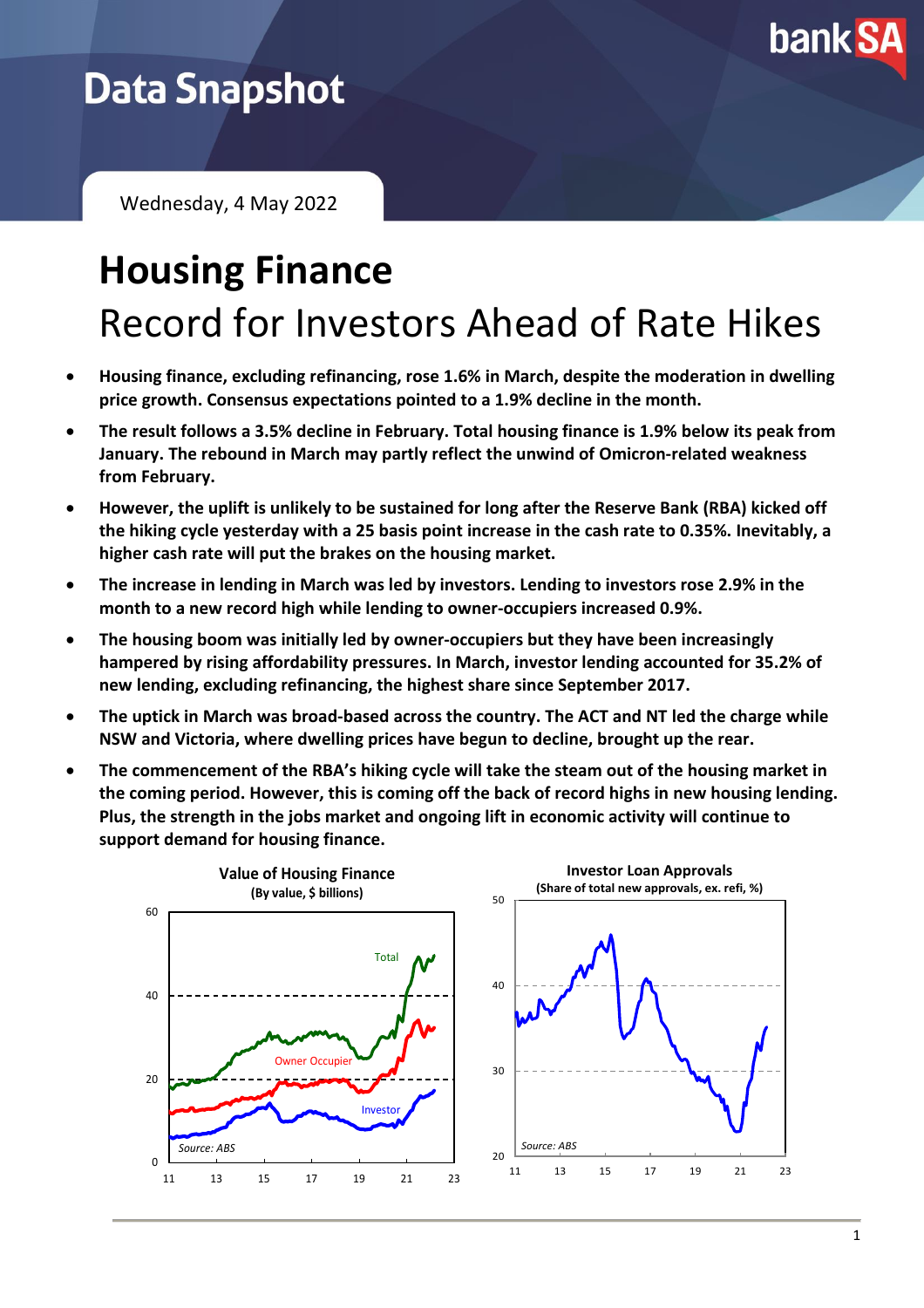# Data Snapshot

Wednesday, 4 May 2022

# Housing Finance

## Record for Investors Ahead of Rate Hikes

- **Housing finance, excluding refinancing, rose 1.6% in March, despite the moderation in dwelling price growth. Consensus expectations pointed to a 1.9% decline in the month.**
- **The result follows a 3.5% decline in February. Total housing finance is 1.9% below its peak from January. The rebound in March may partly reflect the unwind of Omicron-related weakness from February.**
- **However, the uplift is unlikely to be sustained for long after the Reserve Bank (RBA) kicked off the hiking cycle yesterday with a 25 basis point increase in the cash rate to 0.35%. Inevitably, a higher cash rate will put the brakes on the housing market.**
- **The increase in lending in March was led by investors. Lending to investors rose 2.9% in the month to a new record high while lending to owner-occupiers increased 0.9%.**
- **The housing boom was initially led by owner-occupiers but they have been increasingly hampered by rising affordability pressures. In March, investor lending accounted for 35.2% of new lending, excluding refinancing, the highest share since September 2017.**
- **The uptick in March was broad-based across the country. The ACT and NT led the charge while NSW and Victoria, where dwelling prices have begun to decline, brought up the rear.**
- **The commencement of the RBA's hiking cycle will take the steam out of the housing market in the coming period. However, this is coming off the back of record highs in new housing lending. Plus, the strength in the jobs market and ongoing lift in economic activity will continue to support demand for housing finance.**

**Value of Housing Finance**
**(By value, $ billions)**

*Source: ABS*

**Investor Loan Approvals**
**(Share of total new approvals, ex. refi, %)**

*Source: ABS*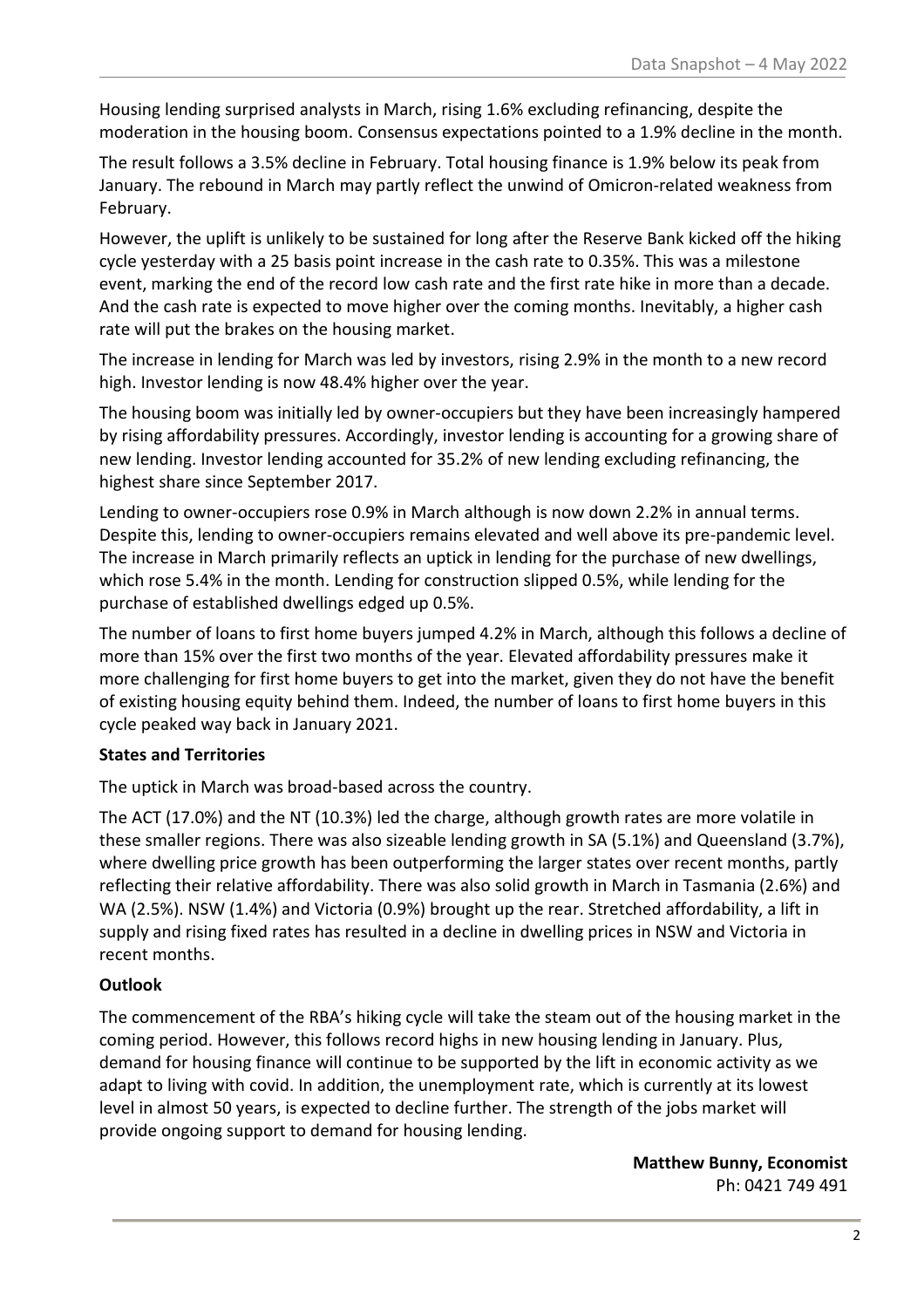Housing lending surprised analysts in March, rising 1.6% excluding refinancing, despite the moderation in the housing boom. Consensus expectations pointed to a 1.9% decline in the month.

The result follows a 3.5% decline in February. Total housing finance is 1.9% below its peak from January. The rebound in March may partly reflect the unwind of Omicron-related weakness from February.

However, the uplift is unlikely to be sustained for long after the Reserve Bank kicked off the hiking cycle yesterday with a 25 basis point increase in the cash rate to 0.35%. This was a milestone event, marking the end of the record low cash rate and the first rate hike in more than a decade. And the cash rate is expected to move higher over the coming months. Inevitably, a higher cash rate will put the brakes on the housing market.

The increase in lending for March was led by investors, rising 2.9% in the month to a new record high. Investor lending is now 48.4% higher over the year.

The housing boom was initially led by owner-occupiers but they have been increasingly hampered by rising affordability pressures. Accordingly, investor lending is accounting for a growing share of new lending. Investor lending accounted for 35.2% of new lending excluding refinancing, the highest share since September 2017.

Lending to owner-occupiers rose 0.9% in March although is now down 2.2% in annual terms. Despite this, lending to owner-occupiers remains elevated and well above its pre-pandemic level. The increase in March primarily reflects an uptick in lending for the purchase of new dwellings, which rose 5.4% in the month. Lending for construction slipped 0.5%, while lending for the purchase of established dwellings edged up 0.5%.

The number of loans to first home buyers jumped 4.2% in March, although this follows a decline of more than 15% over the first two months of the year. Elevated affordability pressures make it more challenging for first home buyers to get into the market, given they do not have the benefit of existing housing equity behind them. Indeed, the number of loans to first home buyers in this cycle peaked way back in January 2021.

**States and Territories**

The uptick in March was broad-based across the country.

The ACT (17.0%) and the NT (10.3%) led the charge, although growth rates are more volatile in these smaller regions. There was also sizeable lending growth in SA (5.1%) and Queensland (3.7%), where dwelling price growth has been outperforming the larger states over recent months, partly reflecting their relative affordability. There was also solid growth in March in Tasmania (2.6%) and WA (2.5%). NSW (1.4%) and Victoria (0.9%) brought up the rear. Stretched affordability, a lift in supply and rising fixed rates has resulted in a decline in dwelling prices in NSW and Victoria in recent months.

**Outlook**

The commencement of the RBA's hiking cycle will take the steam out of the housing market in the coming period. However, this follows record highs in new housing lending in January. Plus, demand for housing finance will continue to be supported by the lift in economic activity as we adapt to living with covid. In addition, the unemployment rate, which is currently at its lowest level in almost 50 years, is expected to decline further. The strength of the jobs market will provide ongoing support to demand for housing lending.

**Matthew Bunny, Economist**
Ph: 0421 749 491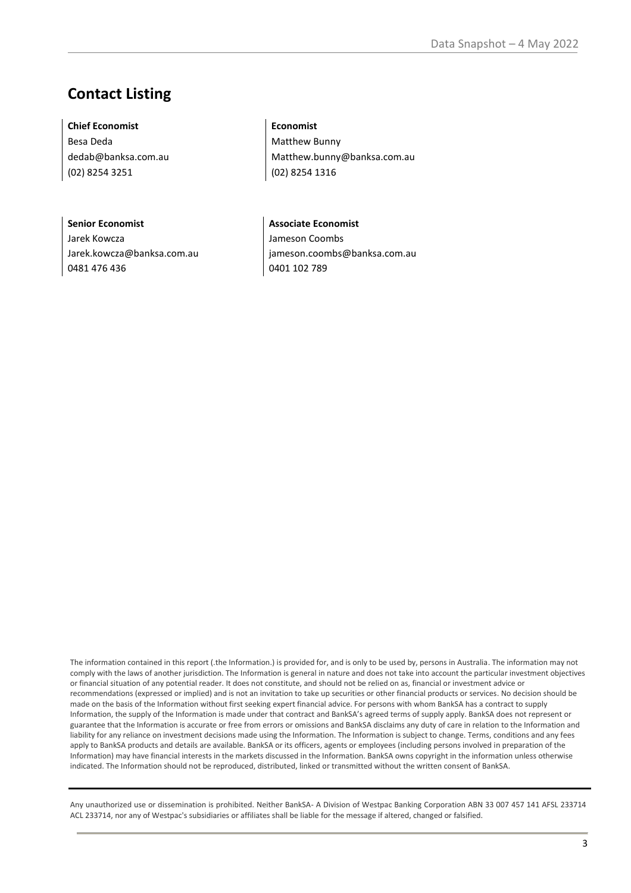## Contact Listing

**Chief Economist**
Besa Deda
dedab@banksa.com.au
(02) 8254 3251

**Economist**
Matthew Bunny
Matthew.bunny@banksa.com.au
(02) 8254 1316

**Senior Economist**
Jarek Kowcza
Jarek.kowcza@banksa.com.au
0481 476 436

**Associate Economist**
Jameson Coombs
jameson.coombs@banksa.com.au
0401 102 789

The information contained in this report (.the Information.) is provided for, and is only to be used by, persons in Australia. The information may not comply with the laws of another jurisdiction. The Information is general in nature and does not take into account the particular investment objectives or financial situation of any potential reader. It does not constitute, and should not be relied on as, financial or investment advice or recommendations (expressed or implied) and is not an invitation to take up securities or other financial products or services. No decision should be made on the basis of the Information without first seeking expert financial advice. For persons with whom BankSA has a contract to supply Information, the supply of the Information is made under that contract and BankSA's agreed terms of supply apply. BankSA does not represent or guarantee that the Information is accurate or free from errors or omissions and BankSA disclaims any duty of care in relation to the Information and liability for any reliance on investment decisions made using the Information. The Information is subject to change. Terms, conditions and any fees apply to BankSA products and details are available. BankSA or its officers, agents or employees (including persons involved in preparation of the Information) may have financial interests in the markets discussed in the Information. BankSA owns copyright in the information unless otherwise indicated. The Information should not be reproduced, distributed, linked or transmitted without the written consent of BankSA.

Any unauthorized use or dissemination is prohibited. Neither BankSA- A Division of Westpac Banking Corporation ABN 33 007 457 141 AFSL 233714 ACL 233714, nor any of Westpac's subsidiaries or affiliates shall be liable for the message if altered, changed or falsified.